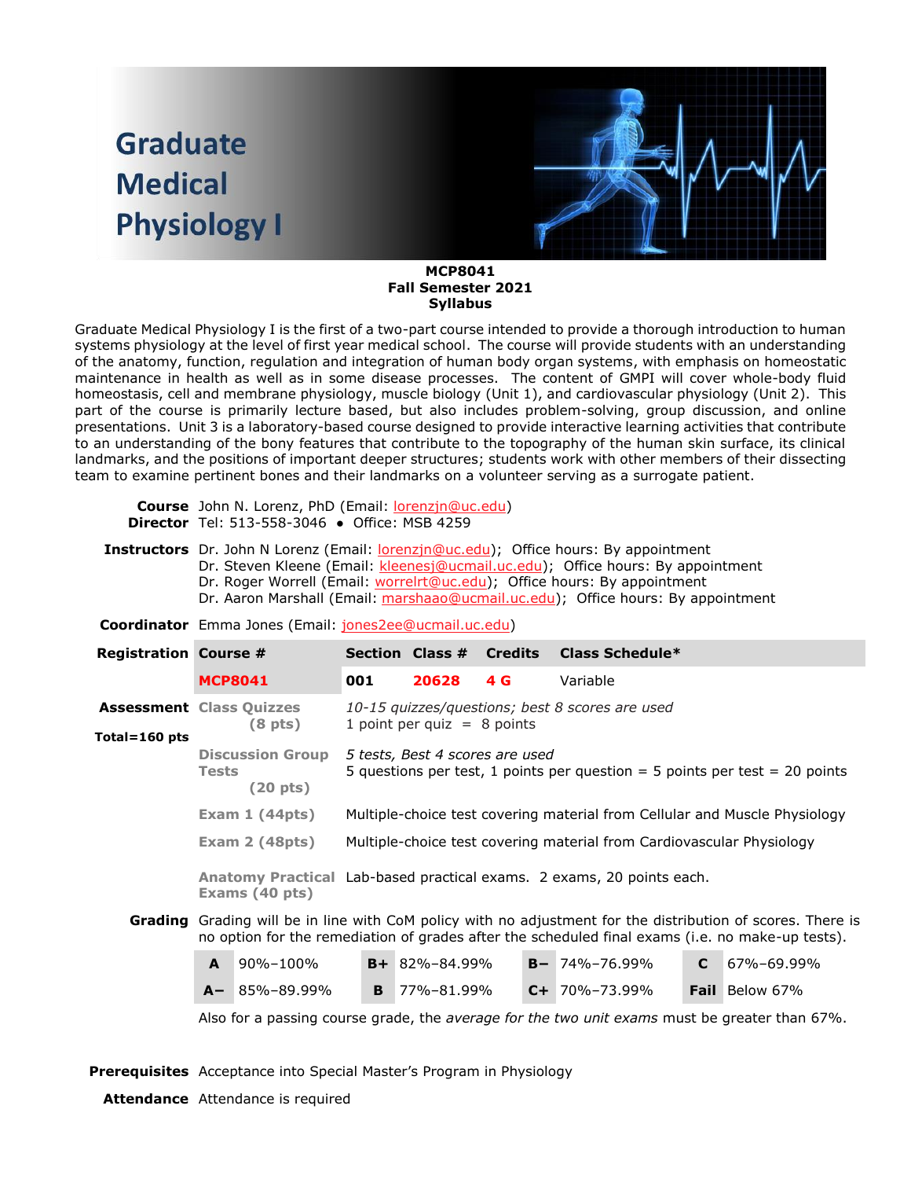# Graduate Medical Physiology I

**MCP8041**
**Fall Semester 2021**
**Syllabus**

Graduate Medical Physiology I is the first of a two-part course intended to provide a thorough introduction to human systems physiology at the level of first year medical school. The course will provide students with an understanding of the anatomy, function, regulation and integration of human body organ systems, with emphasis on homeostatic maintenance in health as well as in some disease processes. The content of GMPI will cover whole-body fluid homeostasis, cell and membrane physiology, muscle biology (Unit 1), and cardiovascular physiology (Unit 2). This part of the course is primarily lecture based, but also includes problem-solving, group discussion, and online presentations. Unit 3 is a laboratory-based course designed to provide interactive learning activities that contribute to an understanding of the bony features that contribute to the topography of the human skin surface, its clinical landmarks, and the positions of important deeper structures; students work with other members of their dissecting team to examine pertinent bones and their landmarks on a volunteer serving as a surrogate patient.

**Course Director** John N. Lorenz, PhD (Email: lorenzjn@uc.edu)
Tel: 513-558-3046 • Office: MSB 4259

**Instructors**
Dr. John N Lorenz (Email: lorenzjn@uc.edu); Office hours: By appointment
Dr. Steven Kleene (Email: kleenesj@ucmail.uc.edu); Office hours: By appointment
Dr. Roger Worrell (Email: worrelrt@uc.edu); Office hours: By appointment
Dr. Aaron Marshall (Email: marshaao@ucmail.uc.edu); Office hours: By appointment

**Coordinator** Emma Jones (Email: jones2ee@ucmail.uc.edu)

**Registration**

| Course # | Section | Class # | Credits | Class Schedule* |
|---|---|---|---|---|
| MCP8041 | 001 | 20628 | 4 G | Variable |

**Assessment** (Total=160 pts)

| | |
|---|---|
| Class Quizzes (8 pts) | *10-15 quizzes/questions; best 8 scores are used*<br>1 point per quiz = 8 points |
| Discussion Group Tests (20 pts) | *5 tests, Best 4 scores are used*<br>5 questions per test, 1 points per question = 5 points per test = 20 points |
| Exam 1 (44pts) | Multiple-choice test covering material from Cellular and Muscle Physiology |
| Exam 2 (48pts) | Multiple-choice test covering material from Cardiovascular Physiology |
| Anatomy Practical Exams (40 pts) | Lab-based practical exams. 2 exams, 20 points each. |

**Grading** Grading will be in line with CoM policy with no adjustment for the distribution of scores. There is no option for the remediation of grades after the scheduled final exams (i.e. no make-up tests).

| | | | | | | | |
|---|---|---|---|---|---|---|---|
| **A** | 90%–100% | **B+** | 82%–84.99% | **B–** | 74%–76.99% | **C** | 67%–69.99% |
| **A–** | 85%–89.99% | **B** | 77%–81.99% | **C+** | 70%–73.99% | **Fail** | Below 67% |

Also for a passing course grade, the *average for the two unit exams* must be greater than 67%.

**Prerequisites** Acceptance into Special Master's Program in Physiology

**Attendance** Attendance is required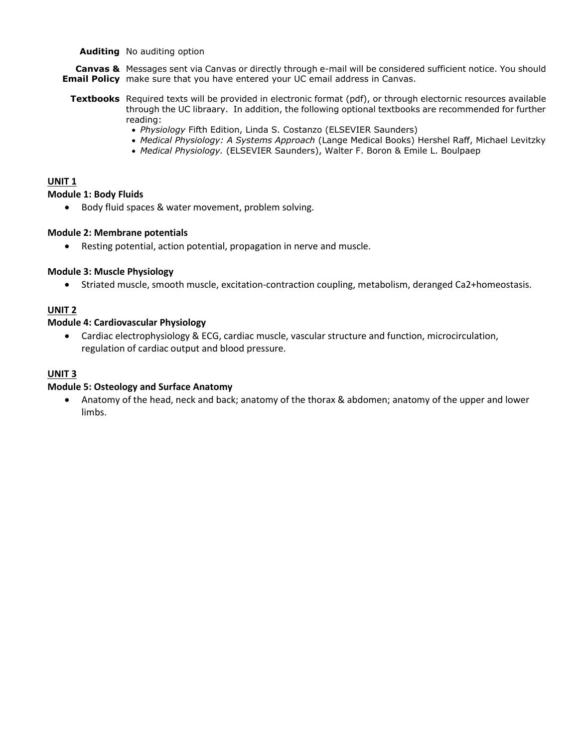**Auditing** No auditing option

**Canvas & Email Policy** Messages sent via Canvas or directly through e-mail will be considered sufficient notice. You should make sure that you have entered your UC email address in Canvas.

**Textbooks** Required texts will be provided in electronic format (pdf), or through electornic resources available through the UC libraary. In addition, the following optional textbooks are recommended for further reading:

- *Physiology* Fifth Edition, Linda S. Costanzo (ELSEVIER Saunders)
- *Medical Physiology: A Systems Approach* (Lange Medical Books) Hershel Raff, Michael Levitzky
- *Medical Physiology.* (ELSEVIER Saunders), Walter F. Boron & Emile L. Boulpaep

## UNIT 1

### Module 1: Body Fluids

- Body fluid spaces & water movement, problem solving.

### Module 2: Membrane potentials

- Resting potential, action potential, propagation in nerve and muscle.

### Module 3: Muscle Physiology

- Striated muscle, smooth muscle, excitation-contraction coupling, metabolism, deranged $Ca^{2+}$homeostasis.

## UNIT 2

### Module 4: Cardiovascular Physiology

- Cardiac electrophysiology & ECG, cardiac muscle, vascular structure and function, microcirculation, regulation of cardiac output and blood pressure.

## UNIT 3

### Module 5: Osteology and Surface Anatomy

- Anatomy of the head, neck and back; anatomy of the thorax & abdomen; anatomy of the upper and lower limbs.